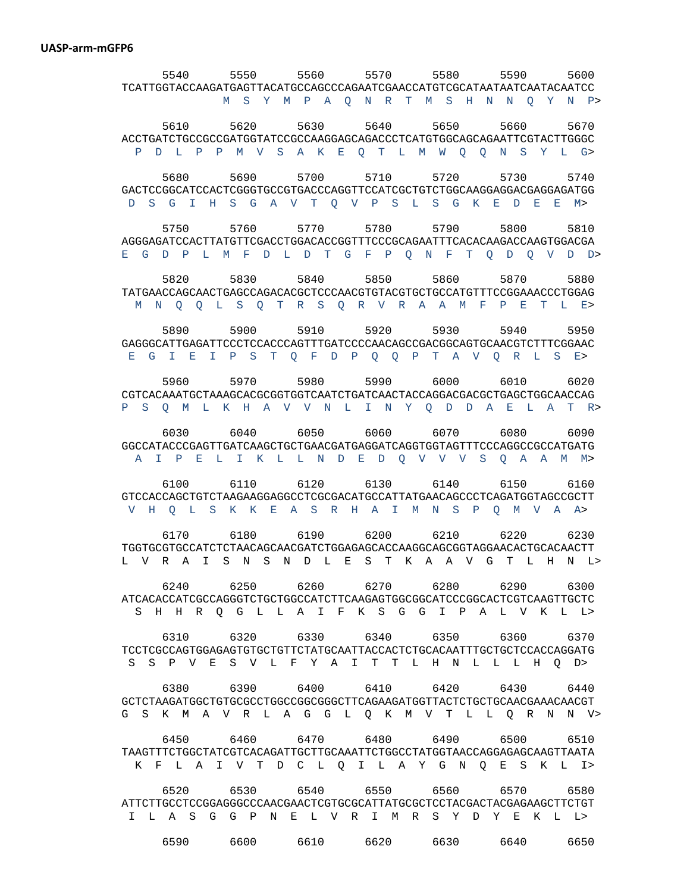**UASP-arm-mGFP6**

```
      5540      5550      5560      5570      5580      5590      5600
TCATTGGTACCAAGATGAGTTACATGCCAGCCCAGAATCGAACCATGTCGCATAATAATCAATACAATCC
              M  S  Y  M  P  A  Q  N  R  T  M  S  H  N  N  Q  Y  N  P>

      5610      5620      5630      5640      5650      5660      5670
ACCTGATCTGCCGCCGATGGTATCCGCCAAGGAGCAGACCCTCATGTGGCAGCAGAATTCGTACTTGGGC
  P  D  L  P  P  M  V  S  A  K  E  Q  T  L  M  W  Q  Q  N  S  Y  L  G>

      5680      5690      5700      5710      5720      5730      5740
GACTCCGGCATCCACTCGGGTGCCGTGACCCAGGTTCCATCGCTGTCTGGCAAGGAGGACGAGGAGATGG
 D  S  G  I  H  S  G  A  V  T  Q  V  P  S  L  S  G  K  E  D  E  E  M>

      5750      5760      5770      5780      5790      5800      5810
AGGGAGATCCACTTATGTTCGACCTGGACACCGGTTTCCCGCAGAATTTCACACAAGACCAAGTGGACGA
E  G  D  P  L  M  F  D  L  D  T  G  F  P  Q  N  F  T  Q  D  Q  V  D  D>

      5820      5830      5840      5850      5860      5870      5880
TATGAACCAGCAACTGAGCCAGACACGCTCCCAACGTGTACGTGCTGCCATGTTTCCGGAAACCCTGGAG
  M  N  Q  Q  L  S  Q  T  R  S  Q  R  V  R  A  A  M  F  P  E  T  L  E>

      5890      5900      5910      5920      5930      5940      5950
GAGGGCATTGAGATTCCCTCCACCCAGTTTGATCCCCAACAGCCGACGGCAGTGCAACGTCTTTCGGAAC
 E  G  I  E  I  P  S  T  Q  F  D  P  Q  Q  P  T  A  V  Q  R  L  S  E>

      5960      5970      5980      5990      6000      6010      6020
CGTCACAAATGCTAAAGCACGCGGTGGTCAATCTGATCAACTACCAGGACGACGCTGAGCTGGCAACCAG
P  S  Q  M  L  K  H  A  V  V  N  L  I  N  Y  Q  D  D  A  E  L  A  T  R>

      6030      6040      6050      6060      6070      6080      6090
GGCCATACCCGAGTTGATCAAGCTGCTGAACGATGAGGATCAGGTGGTAGTTTCCCAGGCCGCCATGATG
  A  I  P  E  L  I  K  L  L  N  D  E  D  Q  V  V  V  S  Q  A  A  M  M>

      6100      6110      6120      6130      6140      6150      6160
GTCCACCAGCTGTCTAAGAAGGAGGCCTCGCGACATGCCATTATGAACAGCCCTCAGATGGTAGCCGCTT
 V  H  Q  L  S  K  K  E  A  S  R  H  A  I  M  N  S  P  Q  M  V  A  A>

      6170      6180      6190      6200      6210      6220      6230
TGGTGCGTGCCATCTCTAACAGCAACGATCTGGAGAGCACCAAGGCAGCGGTAGGAACACTGCACAACTT
L  V  R  A  I  S  N  S  N  D  L  E  S  T  K  A  A  V  G  T  L  H  N  L>

      6240      6250      6260      6270      6280      6290      6300
ATCACACCATCGCCAGGGTCTGCTGGCCATCTTCAAGAGTGGCGGCATCCCGGCACTCGTCAAGTTGCTC
  S  H  H  R  Q  G  L  L  A  I  F  K  S  G  G  I  P  A  L  V  K  L  L>

      6310      6320      6330      6340      6350      6360      6370
TCCTCGCCAGTGGAGAGTGTGCTGTTCTATGCAATTACCACTCTGCACAATTTGCTGCTCCACCAGGATG
 S  S  P  V  E  S  V  L  F  Y  A  I  T  T  L  H  N  L  L  H  Q  D>

      6380      6390      6400      6410      6420      6430      6440
GCTCTAAGATGGCTGTGCGCCTGGCCGGCGGGCTTCAGAAGATGGTTACTCTGCTGCAACGAAACAACGT
G  S  K  M  A  V  R  L  A  G  G  L  Q  K  M  V  T  L  L  Q  R  N  N  V>

      6450      6460      6470      6480      6490      6500      6510
TAAGTTTCTGGCTATCGTCACAGATTGCTTGCAAATTCTGGCCTATGGTAACCAGGAGAGCAAGTTAATA
  K  F  L  A  I  V  T  D  C  L  Q  I  L  A  Y  G  N  Q  E  S  K  L  I>

      6520      6530      6540      6550      6560      6570      6580
ATTCTTGCCTCCGGAGGGCCCAACGAACTCGTGCGCATTATGCGCTCCTACGACTACGAGAAGCTTCTGT
 I  L  A  S  G  G  P  N  E  L  V  R  I  M  R  S  Y  D  Y  E  K  L  L>

      6590      6600      6610      6620      6630      6640      6650
```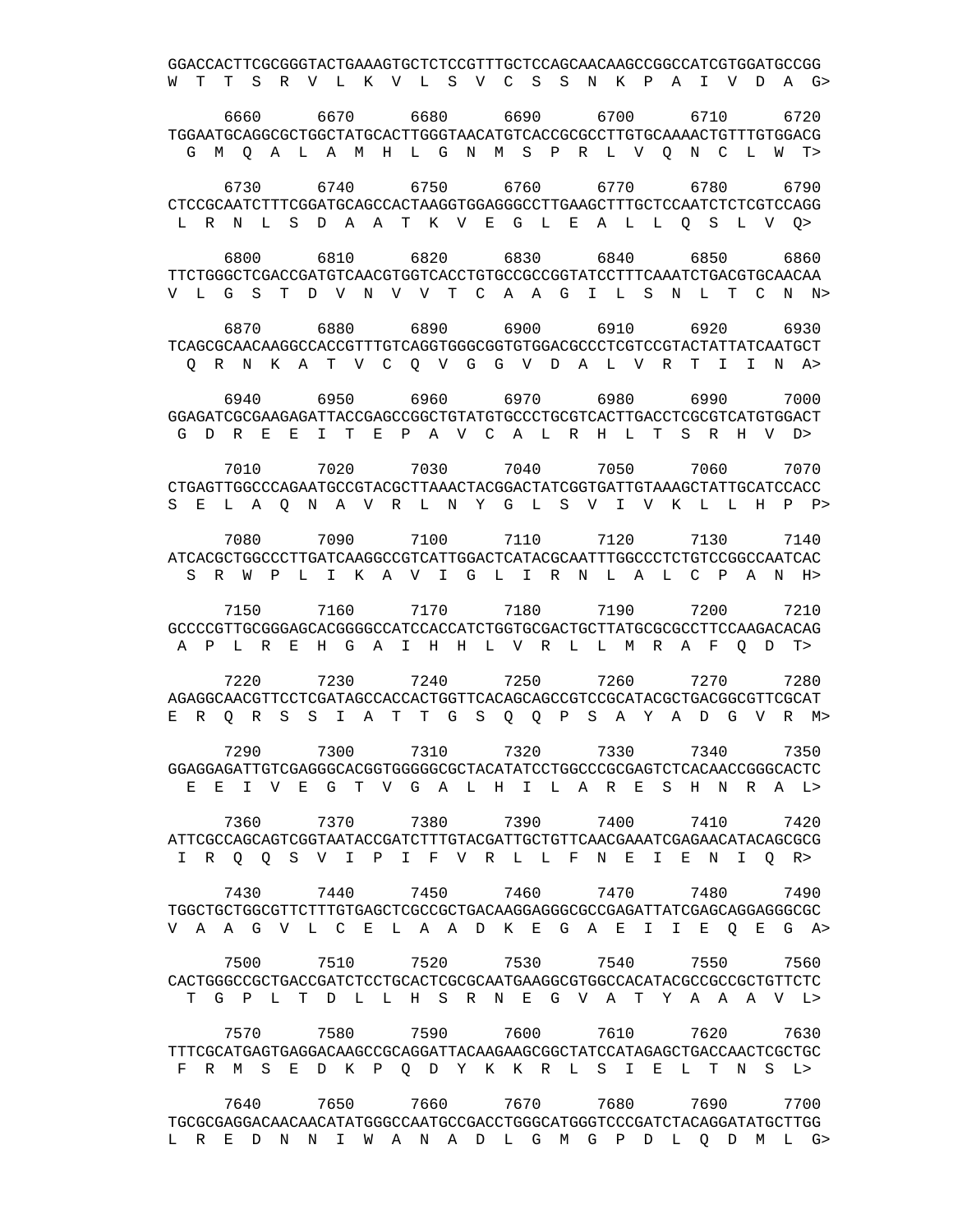```
GGACCACTTCGCGGGTACTGAAAGTGCTCTCCGTTTGCTCCAGCAACAAGCCGGCCATCGTGGATGCCGG
W  T  T  S  R  V  L  K  V  L  S  V  C  S  S  N  K  P  A  I  V  D  A  G>

      6660       6670       6680       6690       6700       6710       6720
TGGAATGCAGGCGCTGGCTATGCACTTGGGTAACATGTCACCGCGCCTTGTGCAAAACTGTTTGTGGACG
  G  M  Q  A  L  A  M  H  L  G  N  M  S  P  R  L  V  Q  N  C  L  W  T>

      6730       6740       6750       6760       6770       6780       6790
CTCCGCAATCTTTCGGATGCAGCCACTAAGGTGGAGGGCCTTGAAGCTTTGCTCCAATCTCTCGTCCAGG
 L  R  N  L  S  D  A  A  T  K  V  E  G  L  E  A  L  L  Q  S  L  V  Q>

      6800       6810       6820       6830       6840       6850       6860
TTCTGGGCTCGACCGATGTCAACGTGGTCACCTGTGCCGCCGGTATCCTTTCAAATCTGACGTGCAACAA
V  L  G  S  T  D  V  N  V  V  T  C  A  A  G  I  L  S  N  L  T  C  N  N>

      6870       6880       6890       6900       6910       6920       6930
TCAGCGCAACAAGGCCACCGTTTGTCAGGTGGGCGGTGTGGACGCCCTCGTCCGTACTATTATCAATGCT
  Q  R  N  K  A  T  V  C  Q  V  G  G  V  D  A  L  V  R  T  I  I  N  A>

      6940       6950       6960       6970       6980       6990       7000
GGAGATCGCGAAGAGATTACCGAGCCGGCTGTATGTGCCCTGCGTCACTTGACCTCGCGTCATGTGGACT
 G  D  R  E  E  I  T  E  P  A  V  C  A  L  R  H  L  T  S  R  H  V  D>

      7010       7020       7030       7040       7050       7060       7070
CTGAGTTGGCCCAGAATGCCGTACGCTTAAACTACGGACTATCGGTGATTGTAAAGCTATTGCATCCACC
S  E  L  A  Q  N  A  V  R  L  N  Y  G  L  S  V  I  V  K  L  L  H  P  P>

      7080       7090       7100       7110       7120       7130       7140
ATCACGCTGGCCCTTGATCAAGGCCGTCATTGGACTCATCGCAATTTGGCCCTCTGTCCGGCCAATCAC
  S  R  W  P  L  I  K  A  V  I  G  L  I  R  N  L  A  L  C  P  A  N  H>

      7150       7160       7170       7180       7190       7200       7210
GCCCCGTTGCGGGAGCACGGGGCCATCCACCATCTGGTGCGACTGCTTATGCGCGCCTTCCAAGACACAG
 A  P  L  R  E  H  G  A  I  H  H  L  V  R  L  L  M  R  A  F  Q  D  T>

      7220       7230       7240       7250       7260       7270       7280
AGAGGCAACGTTCCTCGATAGCCACCACTGGTTCACAGCAGCCGTCCGCATACGCTGACGGCGTTCGCAT
E  R  Q  R  S  S  I  A  T  T  G  S  Q  Q  P  S  A  Y  A  D  G  V  R  M>

      7290       7300       7310       7320       7330       7340       7350
GGAGGAGATTGTCGAGGGCACGGTGGGGGCGCTACATATCCTGGCCCGCGAGTCTCACAACCGGGCACTC
  E  E  I  V  E  G  T  V  G  A  L  H  I  L  A  R  E  S  H  N  R  A  L>

      7360       7370       7380       7390       7400       7410       7420
ATTCGCCAGCAGTCGGTAATACCGATCTTTGTACGATTGCTGTTCAACGAAATCGAGAACATACAGCGCG
 I  R  Q  Q  S  V  I  P  I  F  V  R  L  L  F  N  E  I  E  N  I  Q  R>

      7430       7440       7450       7460       7470       7480       7490
TGGCTGCTGGCGTTCTTTGTGAGCTCGCCGCTGACAAGGAGGGCGCCGAGATTATCGAGCAGGAGGGCGC
V  A  A  G  V  L  C  E  L  A  A  D  K  E  G  A  E  I  I  E  Q  E  G  A>

      7500       7510       7520       7530       7540       7550       7560
CACTGGGCCGCTGACCGATCTCCTGCACTCGCGCAATGAAGGCGTGGCCACATACGCCGCCGCTGTTCTC
  T  G  P  L  T  D  L  L  H  S  R  N  E  G  V  A  T  Y  A  A  A  V  L>

      7570       7580       7590       7600       7610       7620       7630
TTTCGCATGAGTGAGGACAAGCCGCAGGATTACAAGAAGCGGCTATCCATAGAGCTGACCAACTCGCTGC
 F  R  M  S  E  D  K  P  Q  D  Y  K  K  R  L  S  I  E  L  T  N  S  L>

      7640       7650       7660       7670       7680       7690       7700
TGCGCGAGGACAACAACATATGGGCCAATGCCGACCTGGGCATGGGTCCCGATCTACAGGATATGCTTGG
L  R  E  D  N  N  I  W  A  N  A  D  L  G  M  G  P  D  L  Q  D  M  L  G>
```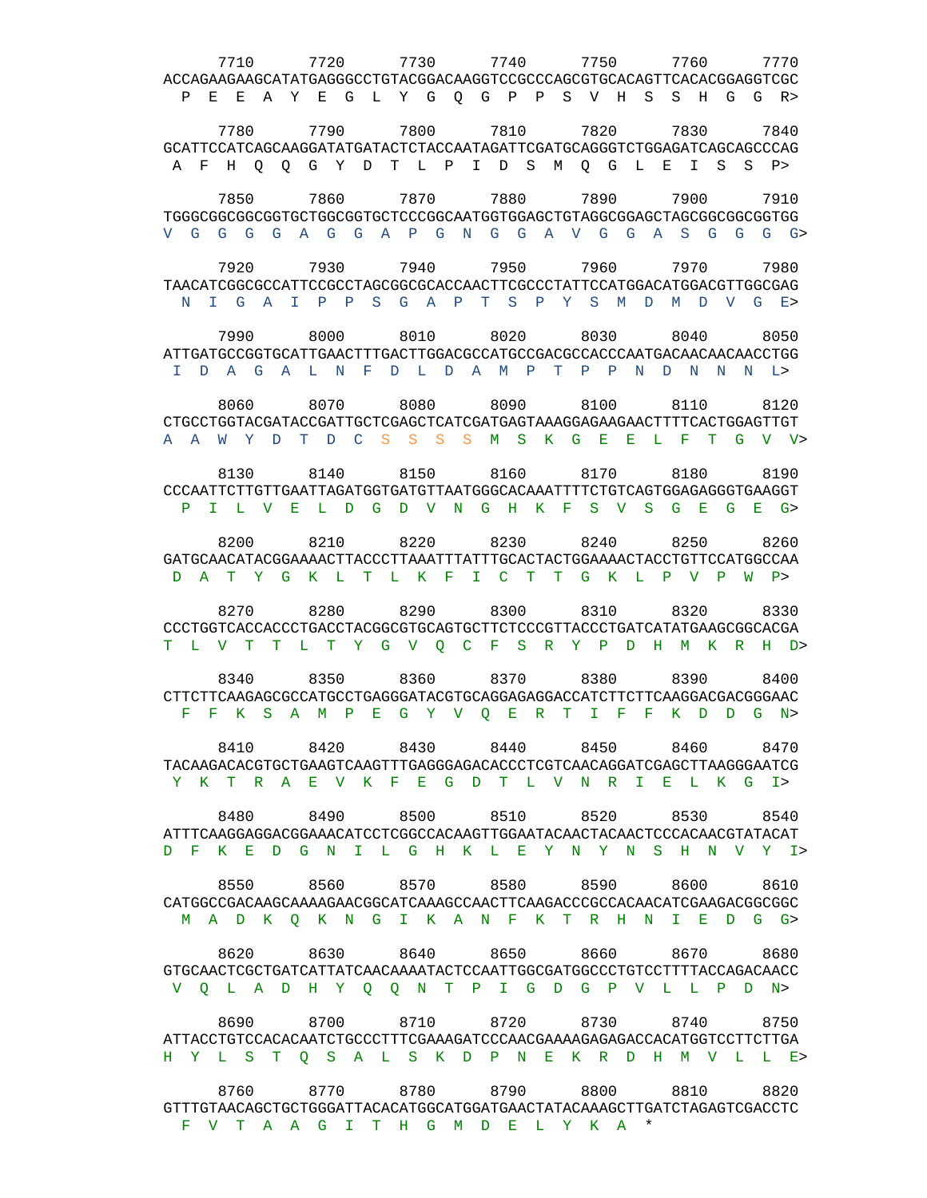```
      7710       7720       7730       7740       7750       7760       7770
ACCAGAAGAAGCATATGAGGGCCTGTACGGACAAGGTCCGCCCAGCGTGCACAGTTCACACGGAGGTCGC
  P  E  E  A  Y  E  G  L  Y  G  Q  G  P  P  S  V  H  S  S  H  G  G  R>

      7780       7790       7800       7810       7820       7830       7840
GCATTCCATCAGCAAGGATATGATACTCTACCAATAGATTCGATGCAGGGTCTGGAGATCAGCAGCCCAG
 A  F  H  Q  Q  G  Y  D  T  L  P  I  D  S  M  Q  G  L  E  I  S  S  P>

      7850       7860       7870       7880       7890       7900       7910
TGGGCGGCGGCGGTGCTGGCGGTGCTCCCGGCAATGGTGGAGCTGTAGGCGGAGCTAGCGGCGGCGGTGG
V  G  G  G  G  A  G  G  A  P  G  N  G  G  A  V  G  G  A  S  G  G  G  G>

      7920       7930       7940       7950       7960       7970       7980
TAACATCGGCGCCATTCCGCCTAGCGGCGCACCAACTTCGCCCTATTCCATGGACATGGACGTTGGCGAG
  N  I  G  A  I  P  P  S  G  A  P  T  S  P  Y  S  M  D  M  D  V  G  E>

      7990       8000       8010       8020       8030       8040       8050
ATTGATGCCGGTGCATTGAACTTTGACTTGGACGCCATGCCGACGCCACCCAATGACAACAACAACCTGG
 I  D  A  G  A  L  N  F  D  L  D  A  M  P  T  P  P  N  D  N  N  N  L>

      8060       8070       8080       8090       8100       8110       8120
CTGCCTGGTACGATACCGATTGCTCGAGCTCATCGATGAGTAAAGGAGAAGAACTTTTCACTGGAGTTGT
A  A  W  Y  D  T  D  C  S  S  S  S  M  S  K  G  E  E  L  F  T  G  V  V>

      8130       8140       8150       8160       8170       8180       8190
CCCAATTCTTGTTGAATTAGATGGTGATGTTAATGGGCACAAATTTTCTGTCAGTGGAGAGGGTGAAGGT
  P  I  L  V  E  L  D  G  D  V  N  G  H  K  F  S  V  S  G  E  G  E  G>

      8200       8210       8220       8230       8240       8250       8260
GATGCAACATACGGAAAACTTACCCTTAAATTTATTTGCACTACTGGAAAACTACCTGTTCCATGGCCAA
 D  A  T  Y  G  K  L  T  L  K  F  I  C  T  T  G  K  L  P  V  P  W  P>

      8270       8280       8290       8300       8310       8320       8330
CCCTGGTCACCACCCTGACCTACGGCGTGCAGTGCTTCTCCCGTTACCCTGATCATATGAAGCGGCACGA
T  L  V  T  T  L  T  Y  G  V  Q  C  F  S  R  Y  P  D  H  M  K  R  H  D>

      8340       8350       8360       8370       8380       8390       8400
CTTCTTCAAGAGCGCCATGCCTGAGGGATACGTGCAGGAGAGGACCATCTTCTTCAAGGACGACGGGAAC
  F  F  K  S  A  M  P  E  G  Y  V  Q  E  R  T  I  F  F  K  D  D  G  N>

      8410       8420       8430       8440       8450       8460       8470
TACAAGACACGTGCTGAAGTCAAGTTTGAGGGAGACACCCTCGTCAACAGGATCGAGCTTAAGGGAATCG
 Y  K  T  R  A  E  V  K  F  E  G  D  T  L  V  N  R  I  E  L  K  G  I>

      8480       8490       8500       8510       8520       8530       8540
ATTTCAAGGAGGACGGAAACATCCTCGGCCACAAGTTGGAATACAACTACAACTCCCACAACGTATACAT
D  F  K  E  D  G  N  I  L  G  H  K  L  E  Y  N  Y  N  S  H  N  V  Y  I>

      8550       8560       8570       8580       8590       8600       8610
CATGGCCGACAAGCAAAAGAACGGCATCAAAGCCAACTTCAAGACCCGCCACAACATCGAAGACGGCGGC
  M  A  D  K  Q  K  N  G  I  K  A  N  F  K  T  R  H  N  I  E  D  G  G>

      8620       8630       8640       8650       8660       8670       8680
GTGCAACTCGCTGATCATTATCAACAAAATACTCCAATTGGCGATGGCCCTGTCCTTTTACCAGACAACC
 V  Q  L  A  D  H  Y  Q  Q  N  T  P  I  G  D  G  P  V  L  L  P  D  N>

      8690       8700       8710       8720       8730       8740       8750
ATTACCTGTCCACACAATCTGCCCTTTCGAAAGATCCCAACGAAAAGAGAGACCACATGGTCCTTCTTGA
H  Y  L  S  T  Q  S  A  L  S  K  D  P  N  E  K  R  D  H  M  V  L  L  E>

      8760       8770       8780       8790       8800       8810       8820
GTTTGTAACAGCTGCTGGGATTACACATGGCATGGATGAACTATACAAAGCTTGATCTAGAGTCGACCTC
  F  V  T  A  A  G  I  T  H  G  M  D  E  L  Y  K  A  *
```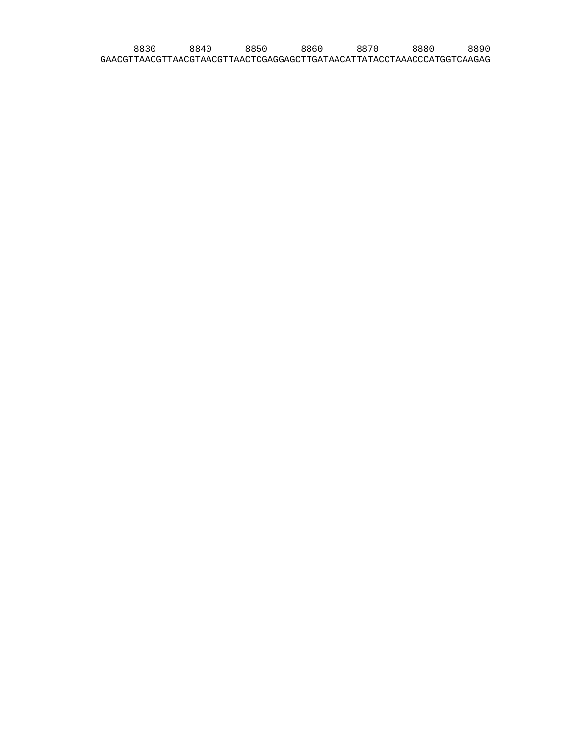```
      8830      8840      8850      8860      8870      8880      8890
GAACGTTAACGTTAACGTAACGTTAACTCGAGGAGCTTGATAACATTATACCTAAACCCATGGTCAAGAG
```